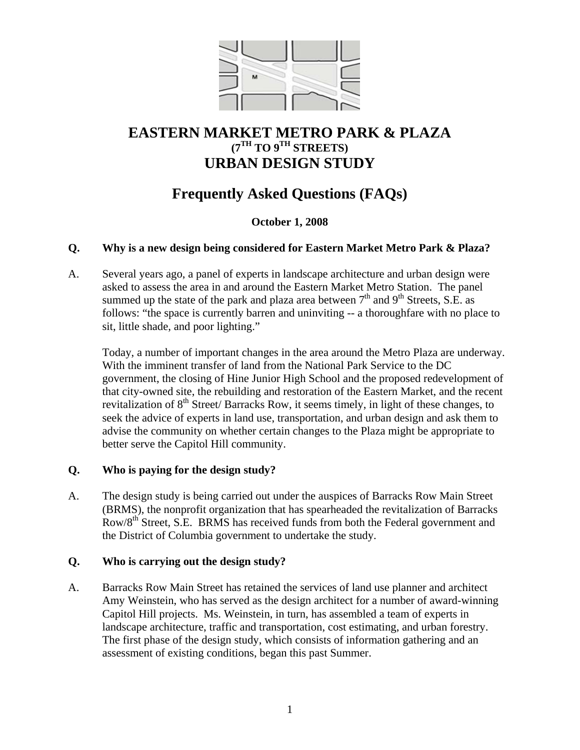# EASTERN MARKET METRO PARK & PLAZA
## (7TH TO 9TH STREETS)
## URBAN DESIGN STUDY

## Frequently Asked Questions (FAQs)

**October 1, 2008**

**Q. Why is a new design being considered for Eastern Market Metro Park & Plaza?**

A. Several years ago, a panel of experts in landscape architecture and urban design were asked to assess the area in and around the Eastern Market Metro Station. The panel summed up the state of the park and plaza area between 7th and 9th Streets, S.E. as follows: "the space is currently barren and uninviting -- a thoroughfare with no place to sit, little shade, and poor lighting."

Today, a number of important changes in the area around the Metro Plaza are underway. With the imminent transfer of land from the National Park Service to the DC government, the closing of Hine Junior High School and the proposed redevelopment of that city-owned site, the rebuilding and restoration of the Eastern Market, and the recent revitalization of 8th Street/ Barracks Row, it seems timely, in light of these changes, to seek the advice of experts in land use, transportation, and urban design and ask them to advise the community on whether certain changes to the Plaza might be appropriate to better serve the Capitol Hill community.

**Q. Who is paying for the design study?**

A. The design study is being carried out under the auspices of Barracks Row Main Street (BRMS), the nonprofit organization that has spearheaded the revitalization of Barracks Row/8th Street, S.E. BRMS has received funds from both the Federal government and the District of Columbia government to undertake the study.

**Q. Who is carrying out the design study?**

A. Barracks Row Main Street has retained the services of land use planner and architect Amy Weinstein, who has served as the design architect for a number of award-winning Capitol Hill projects. Ms. Weinstein, in turn, has assembled a team of experts in landscape architecture, traffic and transportation, cost estimating, and urban forestry. The first phase of the design study, which consists of information gathering and an assessment of existing conditions, began this past Summer.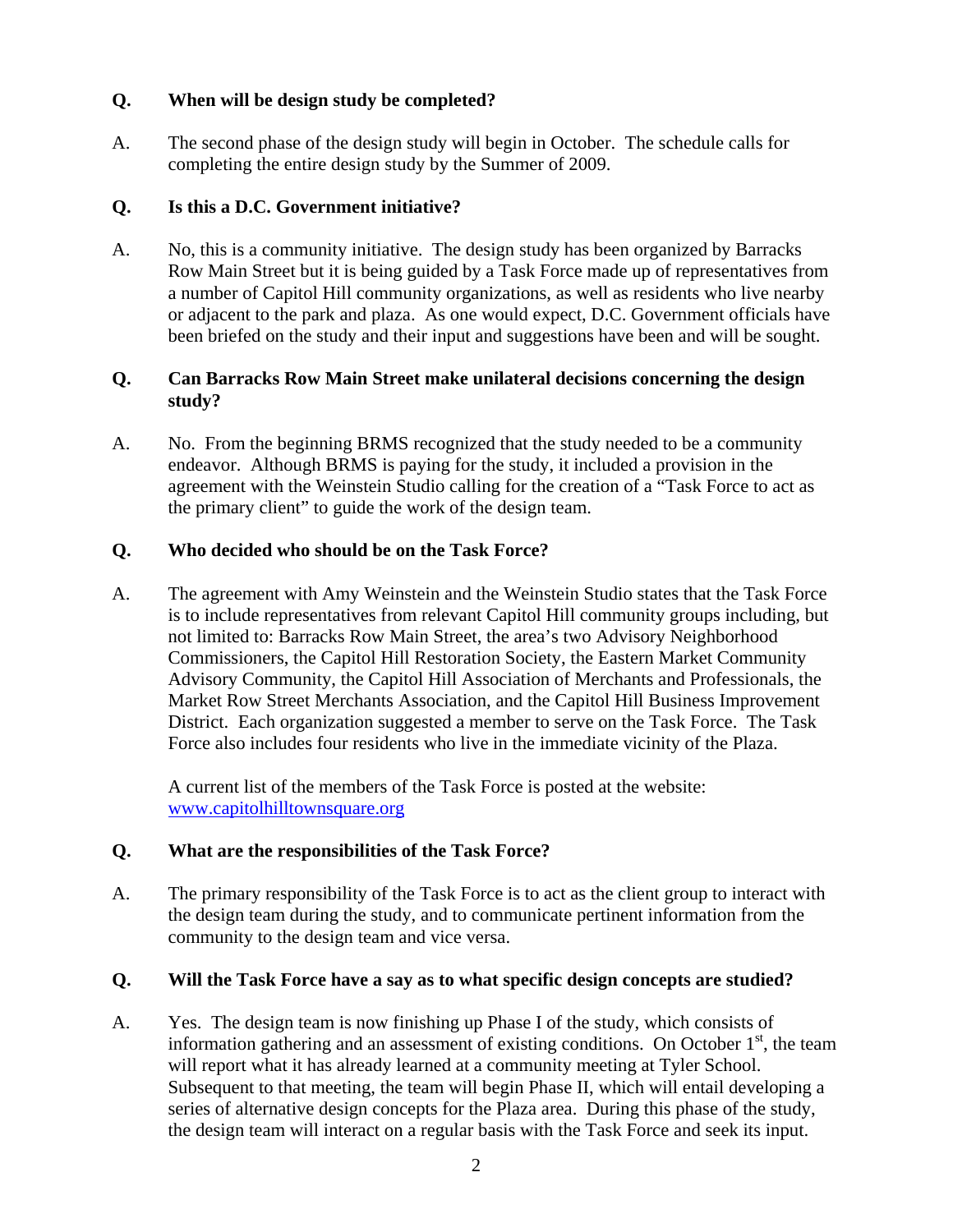**Q. When will be design study be completed?**

A. The second phase of the design study will begin in October. The schedule calls for completing the entire design study by the Summer of 2009.

**Q. Is this a D.C. Government initiative?**

A. No, this is a community initiative. The design study has been organized by Barracks Row Main Street but it is being guided by a Task Force made up of representatives from a number of Capitol Hill community organizations, as well as residents who live nearby or adjacent to the park and plaza. As one would expect, D.C. Government officials have been briefed on the study and their input and suggestions have been and will be sought.

**Q. Can Barracks Row Main Street make unilateral decisions concerning the design study?**

A. No. From the beginning BRMS recognized that the study needed to be a community endeavor. Although BRMS is paying for the study, it included a provision in the agreement with the Weinstein Studio calling for the creation of a "Task Force to act as the primary client" to guide the work of the design team.

**Q. Who decided who should be on the Task Force?**

A. The agreement with Amy Weinstein and the Weinstein Studio states that the Task Force is to include representatives from relevant Capitol Hill community groups including, but not limited to: Barracks Row Main Street, the area's two Advisory Neighborhood Commissioners, the Capitol Hill Restoration Society, the Eastern Market Community Advisory Community, the Capitol Hill Association of Merchants and Professionals, the Market Row Street Merchants Association, and the Capitol Hill Business Improvement District. Each organization suggested a member to serve on the Task Force. The Task Force also includes four residents who live in the immediate vicinity of the Plaza.

A current list of the members of the Task Force is posted at the website: www.capitolhilltownsquare.org

**Q. What are the responsibilities of the Task Force?**

A. The primary responsibility of the Task Force is to act as the client group to interact with the design team during the study, and to communicate pertinent information from the community to the design team and vice versa.

**Q. Will the Task Force have a say as to what specific design concepts are studied?**

A. Yes. The design team is now finishing up Phase I of the study, which consists of information gathering and an assessment of existing conditions. On October 1st, the team will report what it has already learned at a community meeting at Tyler School. Subsequent to that meeting, the team will begin Phase II, which will entail developing a series of alternative design concepts for the Plaza area. During this phase of the study, the design team will interact on a regular basis with the Task Force and seek its input.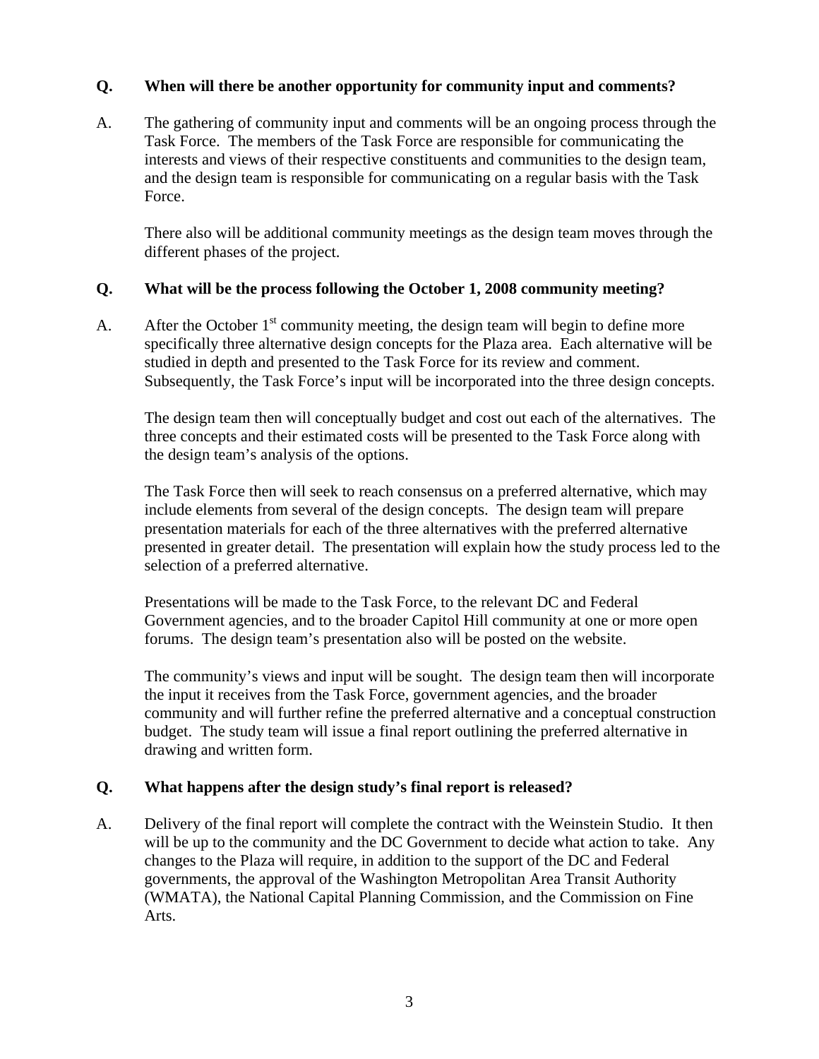**Q. When will there be another opportunity for community input and comments?**

A. The gathering of community input and comments will be an ongoing process through the Task Force. The members of the Task Force are responsible for communicating the interests and views of their respective constituents and communities to the design team, and the design team is responsible for communicating on a regular basis with the Task Force.

There also will be additional community meetings as the design team moves through the different phases of the project.

**Q. What will be the process following the October 1, 2008 community meeting?**

A. After the October 1st community meeting, the design team will begin to define more specifically three alternative design concepts for the Plaza area. Each alternative will be studied in depth and presented to the Task Force for its review and comment. Subsequently, the Task Force's input will be incorporated into the three design concepts.

The design team then will conceptually budget and cost out each of the alternatives. The three concepts and their estimated costs will be presented to the Task Force along with the design team's analysis of the options.

The Task Force then will seek to reach consensus on a preferred alternative, which may include elements from several of the design concepts. The design team will prepare presentation materials for each of the three alternatives with the preferred alternative presented in greater detail. The presentation will explain how the study process led to the selection of a preferred alternative.

Presentations will be made to the Task Force, to the relevant DC and Federal Government agencies, and to the broader Capitol Hill community at one or more open forums. The design team's presentation also will be posted on the website.

The community's views and input will be sought. The design team then will incorporate the input it receives from the Task Force, government agencies, and the broader community and will further refine the preferred alternative and a conceptual construction budget. The study team will issue a final report outlining the preferred alternative in drawing and written form.

**Q. What happens after the design study's final report is released?**

A. Delivery of the final report will complete the contract with the Weinstein Studio. It then will be up to the community and the DC Government to decide what action to take. Any changes to the Plaza will require, in addition to the support of the DC and Federal governments, the approval of the Washington Metropolitan Area Transit Authority (WMATA), the National Capital Planning Commission, and the Commission on Fine Arts.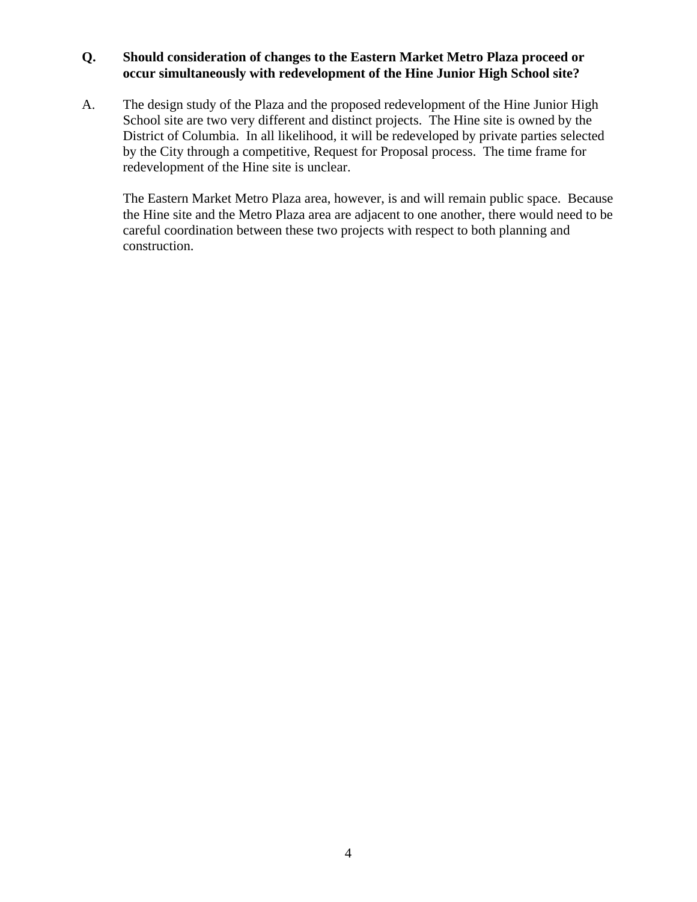**Q. Should consideration of changes to the Eastern Market Metro Plaza proceed or occur simultaneously with redevelopment of the Hine Junior High School site?**

A. The design study of the Plaza and the proposed redevelopment of the Hine Junior High School site are two very different and distinct projects. The Hine site is owned by the District of Columbia. In all likelihood, it will be redeveloped by private parties selected by the City through a competitive, Request for Proposal process. The time frame for redevelopment of the Hine site is unclear.

The Eastern Market Metro Plaza area, however, is and will remain public space. Because the Hine site and the Metro Plaza area are adjacent to one another, there would need to be careful coordination between these two projects with respect to both planning and construction.